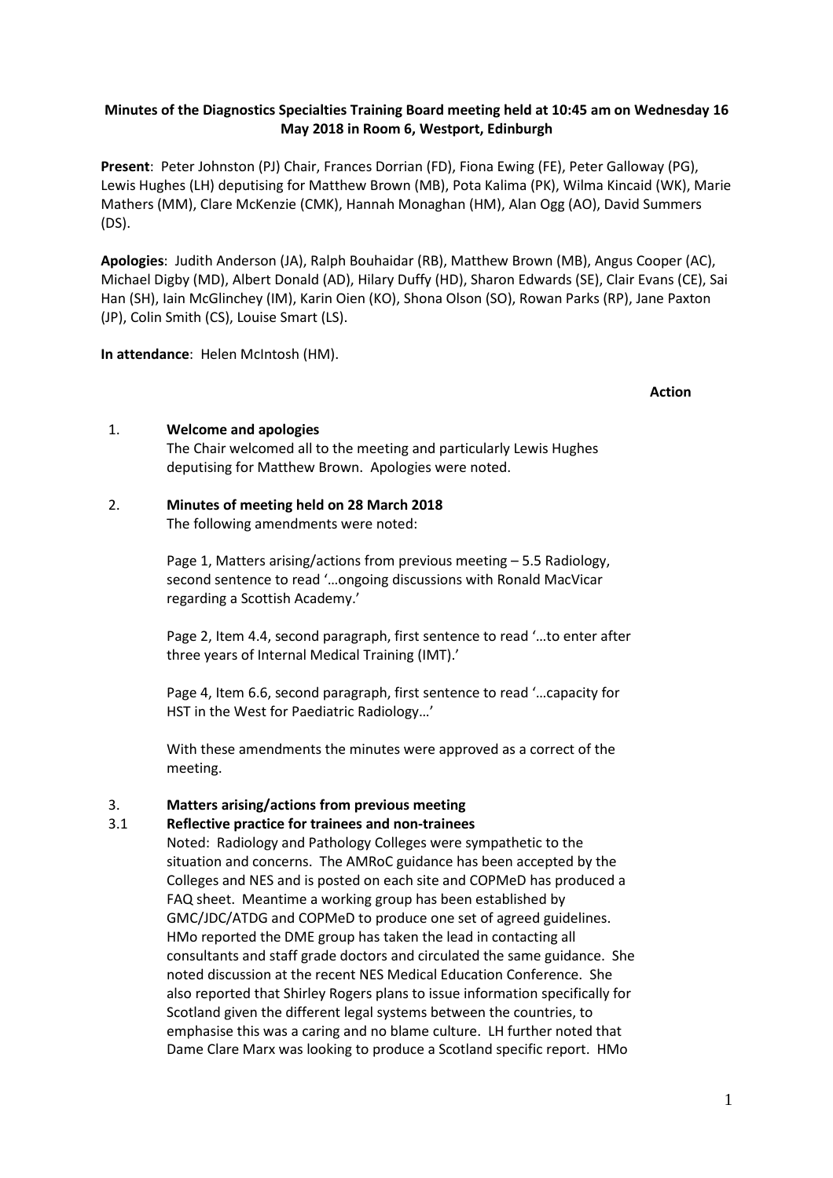**Minutes of the Diagnostics Specialties Training Board meeting held at 10:45 am on Wednesday 16 May 2018 in Room 6, Westport, Edinburgh**

**Present**: Peter Johnston (PJ) Chair, Frances Dorrian (FD), Fiona Ewing (FE), Peter Galloway (PG), Lewis Hughes (LH) deputising for Matthew Brown (MB), Pota Kalima (PK), Wilma Kincaid (WK), Marie Mathers (MM), Clare McKenzie (CMK), Hannah Monaghan (HM), Alan Ogg (AO), David Summers (DS).

**Apologies**: Judith Anderson (JA), Ralph Bouhaidar (RB), Matthew Brown (MB), Angus Cooper (AC), Michael Digby (MD), Albert Donald (AD), Hilary Duffy (HD), Sharon Edwards (SE), Clair Evans (CE), Sai Han (SH), Iain McGlinchey (IM), Karin Oien (KO), Shona Olson (SO), Rowan Parks (RP), Jane Paxton (JP), Colin Smith (CS), Louise Smart (LS).

**In attendance**: Helen McIntosh (HM).

**Action**

1. **Welcome and apologies**

   The Chair welcomed all to the meeting and particularly Lewis Hughes deputising for Matthew Brown. Apologies were noted.

2. **Minutes of meeting held on 28 March 2018**

   The following amendments were noted:

   Page 1, Matters arising/actions from previous meeting – 5.5 Radiology, second sentence to read '…ongoing discussions with Ronald MacVicar regarding a Scottish Academy.'

   Page 2, Item 4.4, second paragraph, first sentence to read '…to enter after three years of Internal Medical Training (IMT).'

   Page 4, Item 6.6, second paragraph, first sentence to read '…capacity for HST in the West for Paediatric Radiology…'

   With these amendments the minutes were approved as a correct of the meeting.

3. **Matters arising/actions from previous meeting**

3.1 **Reflective practice for trainees and non-trainees**

Noted: Radiology and Pathology Colleges were sympathetic to the situation and concerns. The AMRoC guidance has been accepted by the Colleges and NES and is posted on each site and COPMeD has produced a FAQ sheet. Meantime a working group has been established by GMC/JDC/ATDG and COPMeD to produce one set of agreed guidelines. HMo reported the DME group has taken the lead in contacting all consultants and staff grade doctors and circulated the same guidance. She noted discussion at the recent NES Medical Education Conference. She also reported that Shirley Rogers plans to issue information specifically for Scotland given the different legal systems between the countries, to emphasise this was a caring and no blame culture. LH further noted that Dame Clare Marx was looking to produce a Scotland specific report. HMo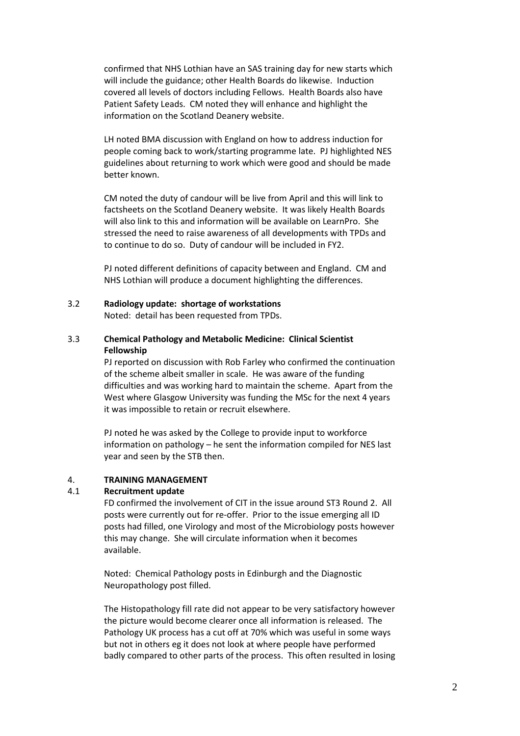confirmed that NHS Lothian have an SAS training day for new starts which will include the guidance; other Health Boards do likewise. Induction covered all levels of doctors including Fellows. Health Boards also have Patient Safety Leads. CM noted they will enhance and highlight the information on the Scotland Deanery website.

LH noted BMA discussion with England on how to address induction for people coming back to work/starting programme late. PJ highlighted NES guidelines about returning to work which were good and should be made better known.

CM noted the duty of candour will be live from April and this will link to factsheets on the Scotland Deanery website. It was likely Health Boards will also link to this and information will be available on LearnPro. She stressed the need to raise awareness of all developments with TPDs and to continue to do so. Duty of candour will be included in FY2.

PJ noted different definitions of capacity between and England. CM and NHS Lothian will produce a document highlighting the differences.

3.2 **Radiology update: shortage of workstations**

Noted: detail has been requested from TPDs.

3.3 **Chemical Pathology and Metabolic Medicine: Clinical Scientist Fellowship**

PJ reported on discussion with Rob Farley who confirmed the continuation of the scheme albeit smaller in scale. He was aware of the funding difficulties and was working hard to maintain the scheme. Apart from the West where Glasgow University was funding the MSc for the next 4 years it was impossible to retain or recruit elsewhere.

PJ noted he was asked by the College to provide input to workforce information on pathology – he sent the information compiled for NES last year and seen by the STB then.

4. **TRAINING MANAGEMENT**

4.1 **Recruitment update**

FD confirmed the involvement of CIT in the issue around ST3 Round 2. All posts were currently out for re-offer. Prior to the issue emerging all ID posts had filled, one Virology and most of the Microbiology posts however this may change. She will circulate information when it becomes available.

Noted: Chemical Pathology posts in Edinburgh and the Diagnostic Neuropathology post filled.

The Histopathology fill rate did not appear to be very satisfactory however the picture would become clearer once all information is released. The Pathology UK process has a cut off at 70% which was useful in some ways but not in others eg it does not look at where people have performed badly compared to other parts of the process. This often resulted in losing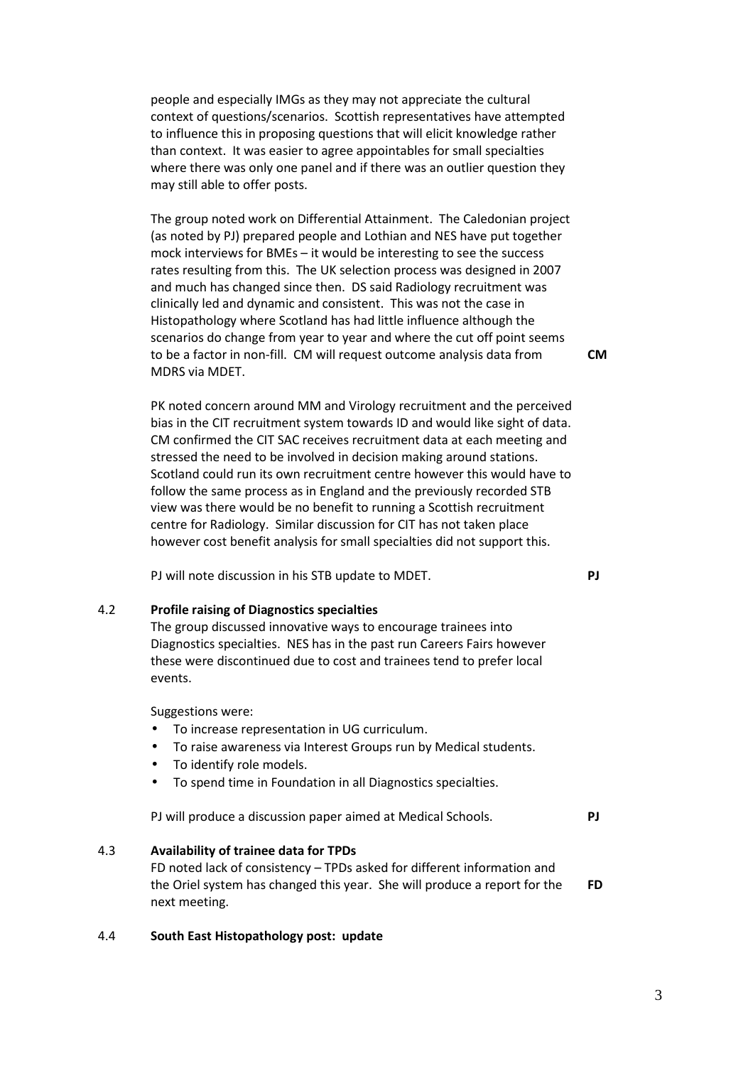people and especially IMGs as they may not appreciate the cultural context of questions/scenarios. Scottish representatives have attempted to influence this in proposing questions that will elicit knowledge rather than context. It was easier to agree appointables for small specialties where there was only one panel and if there was an outlier question they may still able to offer posts.

The group noted work on Differential Attainment. The Caledonian project (as noted by PJ) prepared people and Lothian and NES have put together mock interviews for BMEs – it would be interesting to see the success rates resulting from this. The UK selection process was designed in 2007 and much has changed since then. DS said Radiology recruitment was clinically led and dynamic and consistent. This was not the case in Histopathology where Scotland has had little influence although the scenarios do change from year to year and where the cut off point seems to be a factor in non-fill. CM will request outcome analysis data from MDRS via MDET. **CM**

PK noted concern around MM and Virology recruitment and the perceived bias in the CIT recruitment system towards ID and would like sight of data. CM confirmed the CIT SAC receives recruitment data at each meeting and stressed the need to be involved in decision making around stations. Scotland could run its own recruitment centre however this would have to follow the same process as in England and the previously recorded STB view was there would be no benefit to running a Scottish recruitment centre for Radiology. Similar discussion for CIT has not taken place however cost benefit analysis for small specialties did not support this.

PJ will note discussion in his STB update to MDET. **PJ**

4.2 **Profile raising of Diagnostics specialties**

The group discussed innovative ways to encourage trainees into Diagnostics specialties. NES has in the past run Careers Fairs however these were discontinued due to cost and trainees tend to prefer local events.

Suggestions were:

- To increase representation in UG curriculum.
- To raise awareness via Interest Groups run by Medical students.
- To identify role models.
- To spend time in Foundation in all Diagnostics specialties.

PJ will produce a discussion paper aimed at Medical Schools. **PJ**

4.3 **Availability of trainee data for TPDs**

FD noted lack of consistency – TPDs asked for different information and the Oriel system has changed this year. She will produce a report for the next meeting. **FD**

4.4 **South East Histopathology post: update**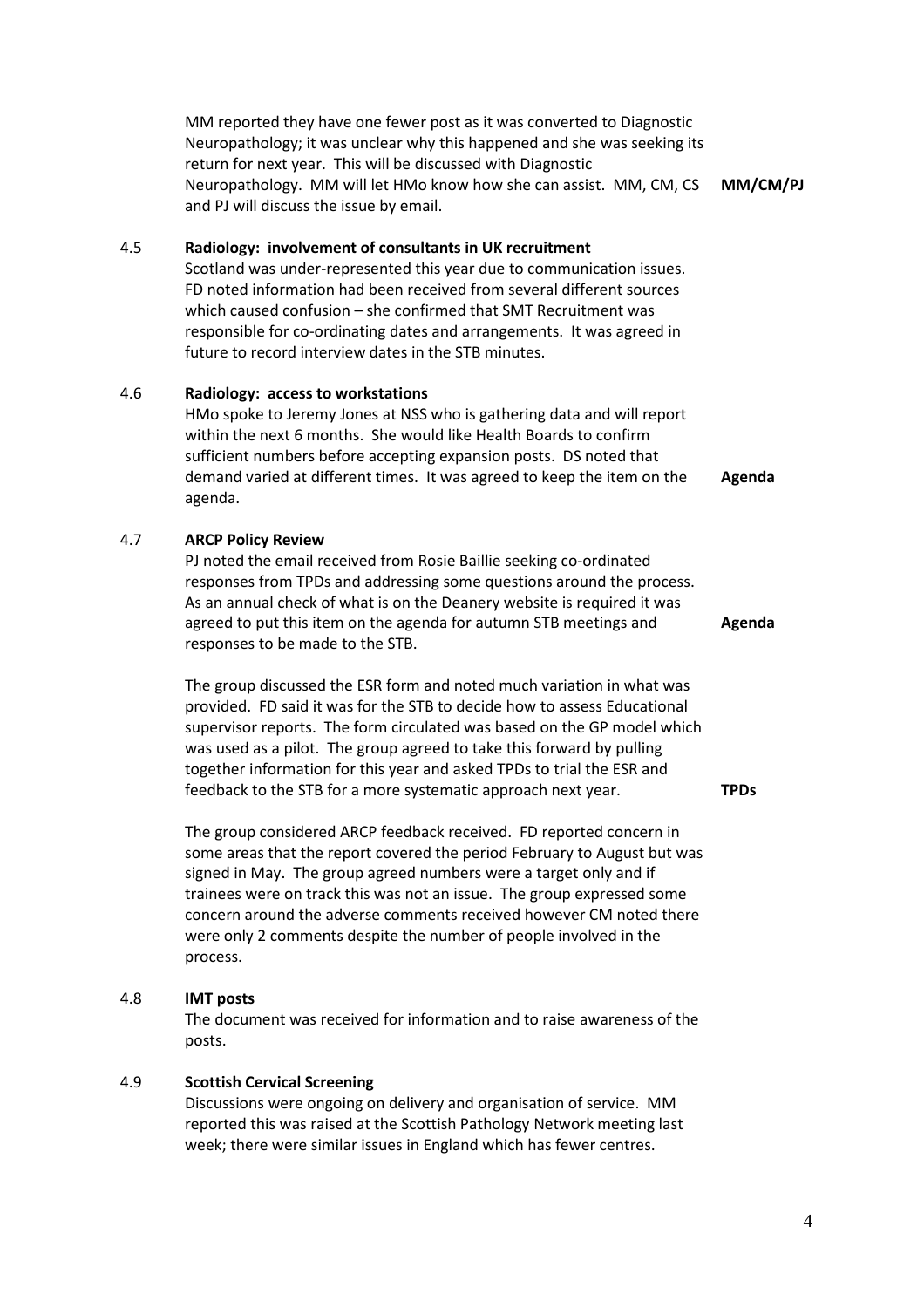MM reported they have one fewer post as it was converted to Diagnostic Neuropathology; it was unclear why this happened and she was seeking its return for next year. This will be discussed with Diagnostic Neuropathology. MM will let HMo know how she can assist. MM, CM, CS and PJ will discuss the issue by email. **MM/CM/PJ**

4.5 **Radiology: involvement of consultants in UK recruitment**

Scotland was under-represented this year due to communication issues. FD noted information had been received from several different sources which caused confusion – she confirmed that SMT Recruitment was responsible for co-ordinating dates and arrangements. It was agreed in future to record interview dates in the STB minutes.

4.6 **Radiology: access to workstations**

HMo spoke to Jeremy Jones at NSS who is gathering data and will report within the next 6 months. She would like Health Boards to confirm sufficient numbers before accepting expansion posts. DS noted that demand varied at different times. It was agreed to keep the item on the agenda. **Agenda**

4.7 **ARCP Policy Review**

PJ noted the email received from Rosie Baillie seeking co-ordinated responses from TPDs and addressing some questions around the process. As an annual check of what is on the Deanery website is required it was agreed to put this item on the agenda for autumn STB meetings and responses to be made to the STB. **Agenda**

The group discussed the ESR form and noted much variation in what was provided. FD said it was for the STB to decide how to assess Educational supervisor reports. The form circulated was based on the GP model which was used as a pilot. The group agreed to take this forward by pulling together information for this year and asked TPDs to trial the ESR and feedback to the STB for a more systematic approach next year. **TPDs**

The group considered ARCP feedback received. FD reported concern in some areas that the report covered the period February to August but was signed in May. The group agreed numbers were a target only and if trainees were on track this was not an issue. The group expressed some concern around the adverse comments received however CM noted there were only 2 comments despite the number of people involved in the process.

4.8 **IMT posts**

The document was received for information and to raise awareness of the posts.

4.9 **Scottish Cervical Screening**

Discussions were ongoing on delivery and organisation of service. MM reported this was raised at the Scottish Pathology Network meeting last week; there were similar issues in England which has fewer centres.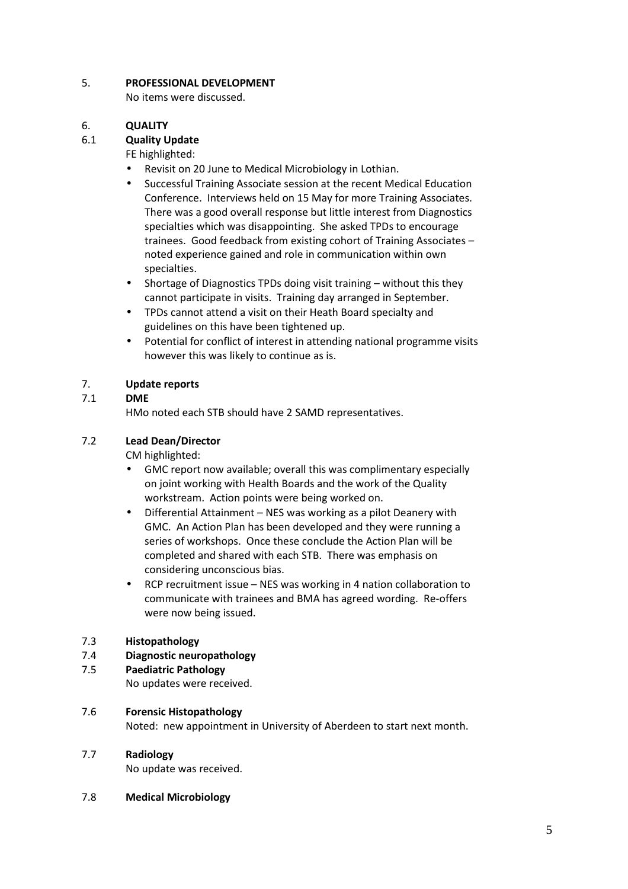## 5. PROFESSIONAL DEVELOPMENT

No items were discussed.

## 6. QUALITY

### 6.1 Quality Update

FE highlighted:

- Revisit on 20 June to Medical Microbiology in Lothian.
- Successful Training Associate session at the recent Medical Education Conference. Interviews held on 15 May for more Training Associates. There was a good overall response but little interest from Diagnostics specialties which was disappointing. She asked TPDs to encourage trainees. Good feedback from existing cohort of Training Associates – noted experience gained and role in communication within own specialties.
- Shortage of Diagnostics TPDs doing visit training – without this they cannot participate in visits. Training day arranged in September.
- TPDs cannot attend a visit on their Heath Board specialty and guidelines on this have been tightened up.
- Potential for conflict of interest in attending national programme visits however this was likely to continue as is.

## 7. Update reports

### 7.1 DME

HMo noted each STB should have 2 SAMD representatives.

### 7.2 Lead Dean/Director

CM highlighted:

- GMC report now available; overall this was complimentary especially on joint working with Health Boards and the work of the Quality workstream. Action points were being worked on.
- Differential Attainment – NES was working as a pilot Deanery with GMC. An Action Plan has been developed and they were running a series of workshops. Once these conclude the Action Plan will be completed and shared with each STB. There was emphasis on considering unconscious bias.
- RCP recruitment issue – NES was working in 4 nation collaboration to communicate with trainees and BMA has agreed wording. Re-offers were now being issued.

### 7.3 Histopathology

### 7.4 Diagnostic neuropathology

### 7.5 Paediatric Pathology

No updates were received.

### 7.6 Forensic Histopathology

Noted: new appointment in University of Aberdeen to start next month.

### 7.7 Radiology

No update was received.

### 7.8 Medical Microbiology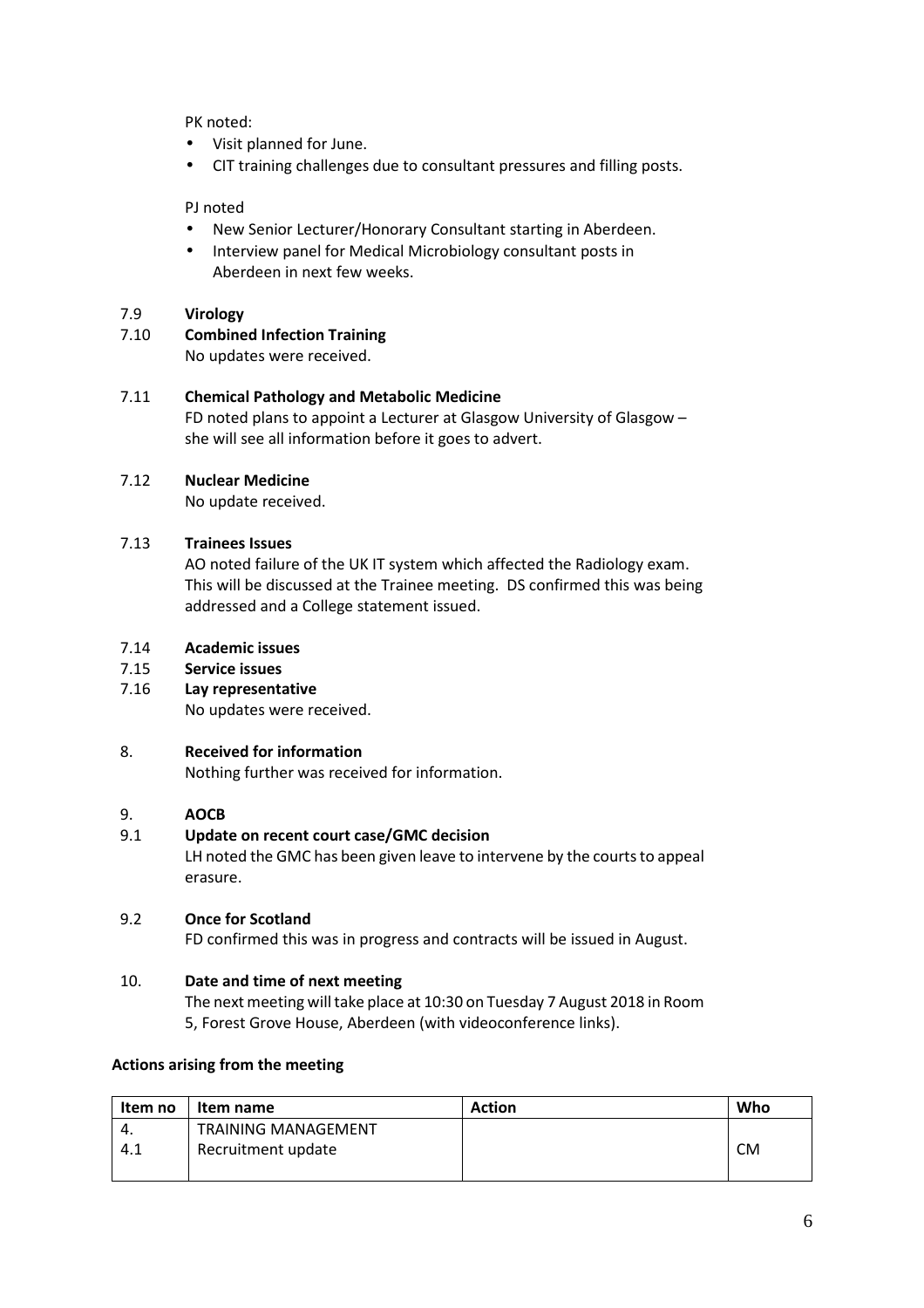PK noted:

- Visit planned for June.
- CIT training challenges due to consultant pressures and filling posts.

PJ noted

- New Senior Lecturer/Honorary Consultant starting in Aberdeen.
- Interview panel for Medical Microbiology consultant posts in Aberdeen in next few weeks.

7.9 **Virology**

7.10 **Combined Infection Training**

No updates were received.

7.11 **Chemical Pathology and Metabolic Medicine**

FD noted plans to appoint a Lecturer at Glasgow University of Glasgow – she will see all information before it goes to advert.

7.12 **Nuclear Medicine**

No update received.

7.13 **Trainees Issues**

AO noted failure of the UK IT system which affected the Radiology exam. This will be discussed at the Trainee meeting. DS confirmed this was being addressed and a College statement issued.

7.14 **Academic issues**

7.15 **Service issues**

7.16 **Lay representative**

No updates were received.

8. **Received for information**

Nothing further was received for information.

9. **AOCB**

9.1 **Update on recent court case/GMC decision**

LH noted the GMC has been given leave to intervene by the courts to appeal erasure.

9.2 **Once for Scotland**

FD confirmed this was in progress and contracts will be issued in August.

10. **Date and time of next meeting**

The next meeting will take place at 10:30 on Tuesday 7 August 2018 in Room 5, Forest Grove House, Aberdeen (with videoconference links).

**Actions arising from the meeting**

| Item no | Item name | Action | Who |
|---|---|---|---|
| 4.<br>4.1 | TRAINING MANAGEMENT<br>Recruitment update | | CM |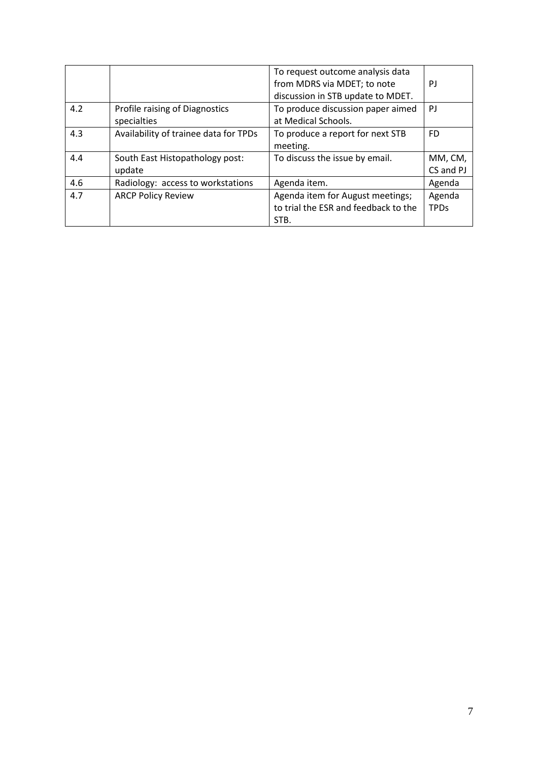| | | | |
|---|---|---|---|
| | | To request outcome analysis data from MDRS via MDET; to note discussion in STB update to MDET. | PJ |
| 4.2 | Profile raising of Diagnostics specialties | To produce discussion paper aimed at Medical Schools. | PJ |
| 4.3 | Availability of trainee data for TPDs | To produce a report for next STB meeting. | FD |
| 4.4 | South East Histopathology post: update | To discuss the issue by email. | MM, CM, CS and PJ |
| 4.6 | Radiology: access to workstations | Agenda item. | Agenda |
| 4.7 | ARCP Policy Review | Agenda item for August meetings; to trial the ESR and feedback to the STB. | Agenda TPDs |